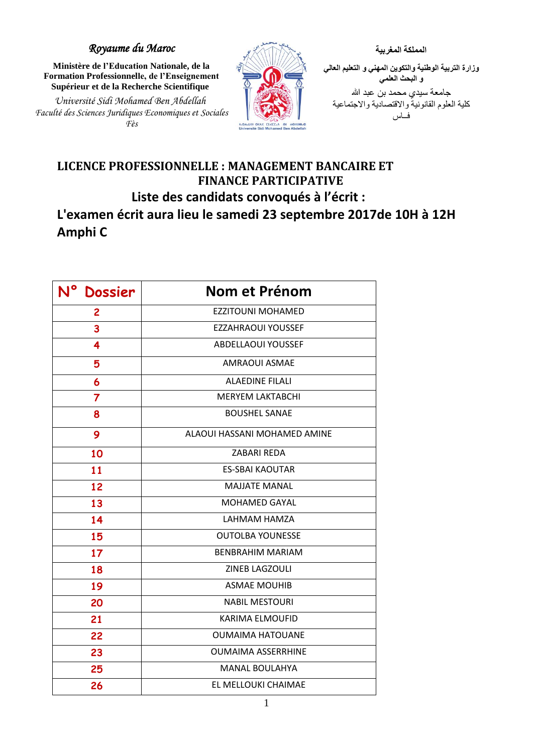*Royaume du Maroc*

**Ministère de l'Education Nationale, de la Formation Professionnelle, de l'Enseignement Supérieur et de la Recherche Scientifique**

*Université Sidi Mohamed Ben Abdellah*
*Faculté des Sciences Juridiques Economiques et Sociales*
*Fès*

المملكة المغربية

وزارة التربية الوطنية والتكوين المهني و التعليم العالي و البحث العلمي

جامعة سيدي محمد بن عبد الله
كلية العلوم القانونية والاقتصادية والاجتماعية
فـاس

## LICENCE PROFESSIONNELLE : MANAGEMENT BANCAIRE ET FINANCE PARTICIPATIVE

### Liste des candidats convoqués à l'écrit :

### L'examen écrit aura lieu le samedi 23 septembre 2017de 10H à 12H Amphi C

| N° Dossier | Nom et Prénom |
|---|---|
| 2 | EZZITOUNI MOHAMED |
| 3 | EZZAHRAOUI YOUSSEF |
| 4 | ABDELLAOUI YOUSSEF |
| 5 | AMRAOUI ASMAE |
| 6 | ALAEDINE FILALI |
| 7 | MERYEM LAKTABCHI |
| 8 | BOUSHEL SANAE |
| 9 | ALAOUI HASSANI MOHAMED AMINE |
| 10 | ZABARI REDA |
| 11 | ES-SBAI KAOUTAR |
| 12 | MAJJATE MANAL |
| 13 | MOHAMED GAYAL |
| 14 | LAHMAM HAMZA |
| 15 | OUTOLBA YOUNESSE |
| 17 | BENBRAHIM MARIAM |
| 18 | ZINEB LAGZOULI |
| 19 | ASMAE MOUHIB |
| 20 | NABIL MESTOURI |
| 21 | KARIMA ELMOUFID |
| 22 | OUMAIMA HATOUANE |
| 23 | OUMAIMA ASSERRHINE |
| 25 | MANAL BOULAHYA |
| 26 | EL MELLOUKI CHAIMAE |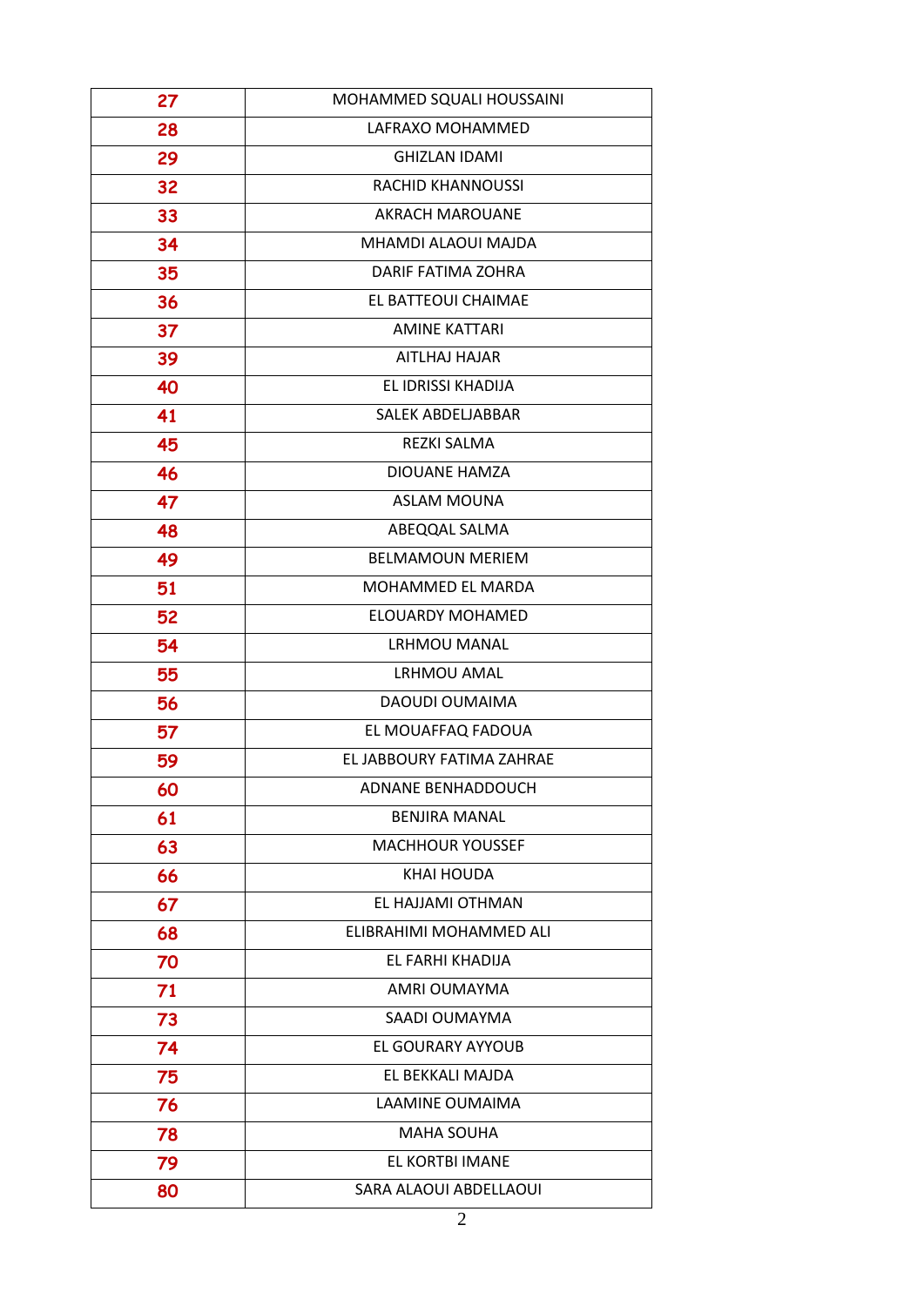| | |
|---|---|
| 27 | MOHAMMED SQUALI HOUSSAINI |
| 28 | LAFRAXO MOHAMMED |
| 29 | GHIZLAN IDAMI |
| 32 | RACHID KHANNOUSSI |
| 33 | AKRACH MAROUANE |
| 34 | MHAMDI ALAOUI MAJDA |
| 35 | DARIF FATIMA ZOHRA |
| 36 | EL BATTEOUI CHAIMAE |
| 37 | AMINE KATTARI |
| 39 | AITLHAJ HAJAR |
| 40 | EL IDRISSI KHADIJA |
| 41 | SALEK ABDELJABBAR |
| 45 | REZKI SALMA |
| 46 | DIOUANE HAMZA |
| 47 | ASLAM MOUNA |
| 48 | ABEQQAL SALMA |
| 49 | BELMAMOUN MERIEM |
| 51 | MOHAMMED EL MARDA |
| 52 | ELOUARDY MOHAMED |
| 54 | LRHMOU MANAL |
| 55 | LRHMOU AMAL |
| 56 | DAOUDI OUMAIMA |
| 57 | EL MOUAFFAQ FADOUA |
| 59 | EL JABBOURY FATIMA ZAHRAE |
| 60 | ADNANE BENHADDOUCH |
| 61 | BENJIRA MANAL |
| 63 | MACHHOUR YOUSSEF |
| 66 | KHAI HOUDA |
| 67 | EL HAJJAMI OTHMAN |
| 68 | ELIBRAHIMI MOHAMMED ALI |
| 70 | EL FARHI KHADIJA |
| 71 | AMRI OUMAYMA |
| 73 | SAADI OUMAYMA |
| 74 | EL GOURARY AYYOUB |
| 75 | EL BEKKALI MAJDA |
| 76 | LAAMINE OUMAIMA |
| 78 | MAHA SOUHA |
| 79 | EL KORTBI IMANE |
| 80 | SARA ALAOUI ABDELLAOUI |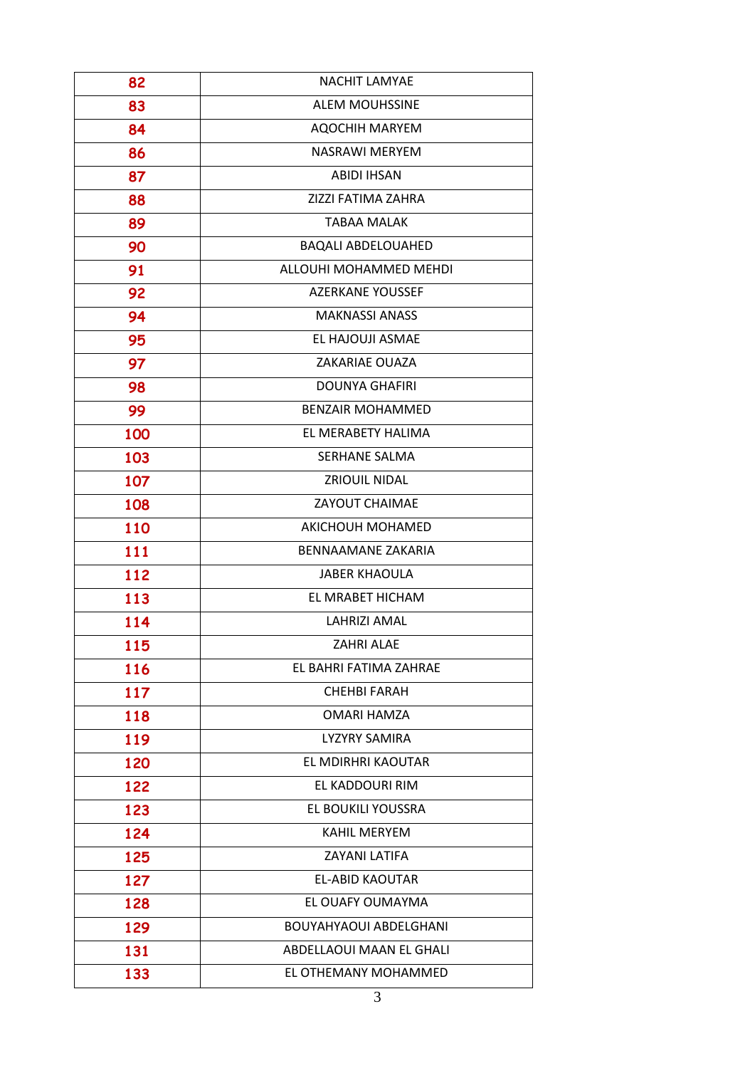| | |
|---|---|
| 82 | NACHIT LAMYAE |
| 83 | ALEM MOUHSSINE |
| 84 | AQOCHIH MARYEM |
| 86 | NASRAWI MERYEM |
| 87 | ABIDI IHSAN |
| 88 | ZIZZI FATIMA ZAHRA |
| 89 | TABAA MALAK |
| 90 | BAQALI ABDELOUAHED |
| 91 | ALLOUHI MOHAMMED MEHDI |
| 92 | AZERKANE YOUSSEF |
| 94 | MAKNASSI ANASS |
| 95 | EL HAJOUJI ASMAE |
| 97 | ZAKARIAE OUAZA |
| 98 | DOUNYA GHAFIRI |
| 99 | BENZAIR MOHAMMED |
| 100 | EL MERABETY HALIMA |
| 103 | SERHANE SALMA |
| 107 | ZRIOUIL NIDAL |
| 108 | ZAYOUT CHAIMAE |
| 110 | AKICHOUH MOHAMED |
| 111 | BENNAAMANE ZAKARIA |
| 112 | JABER KHAOULA |
| 113 | EL MRABET HICHAM |
| 114 | LAHRIZI AMAL |
| 115 | ZAHRI ALAE |
| 116 | EL BAHRI FATIMA ZAHRAE |
| 117 | CHEHBI FARAH |
| 118 | OMARI HAMZA |
| 119 | LYZYRY SAMIRA |
| 120 | EL MDIRHRI KAOUTAR |
| 122 | EL KADDOURI RIM |
| 123 | EL BOUKILI YOUSSRA |
| 124 | KAHIL MERYEM |
| 125 | ZAYANI LATIFA |
| 127 | EL-ABID KAOUTAR |
| 128 | EL OUAFY OUMAYMA |
| 129 | BOUYAHYAOUI ABDELGHANI |
| 131 | ABDELLAOUI MAAN EL GHALI |
| 133 | EL OTHEMANY MOHAMMED |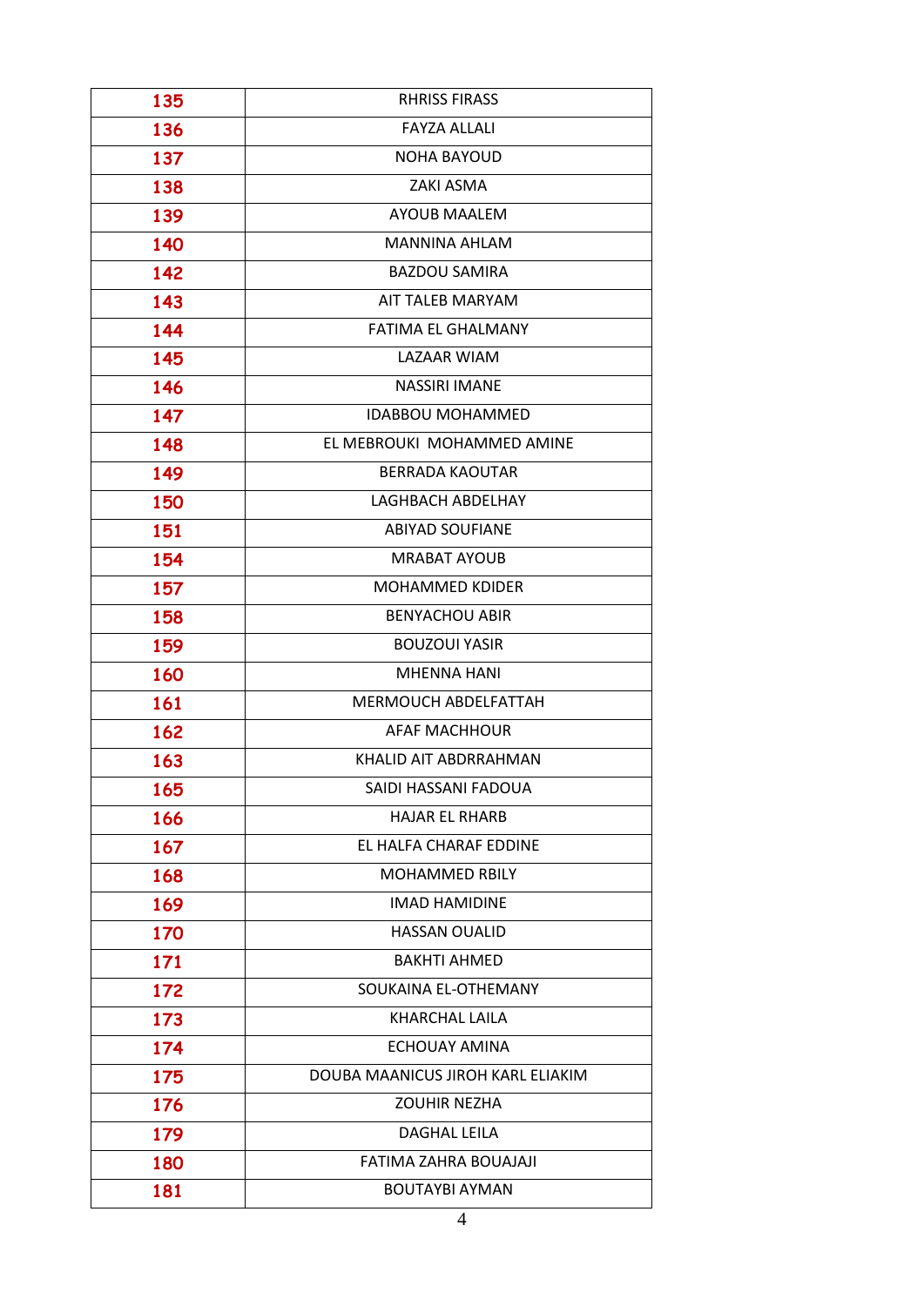| | |
|---|---|
| 135 | RHRISS FIRASS |
| 136 | FAYZA ALLALI |
| 137 | NOHA BAYOUD |
| 138 | ZAKI ASMA |
| 139 | AYOUB MAALEM |
| 140 | MANNINA AHLAM |
| 142 | BAZDOU SAMIRA |
| 143 | AIT TALEB MARYAM |
| 144 | FATIMA EL GHALMANY |
| 145 | LAZAAR WIAM |
| 146 | NASSIRI IMANE |
| 147 | IDABBOU MOHAMMED |
| 148 | EL MEBROUKI  MOHAMMED AMINE |
| 149 | BERRADA KAOUTAR |
| 150 | LAGHBACH ABDELHAY |
| 151 | ABIYAD SOUFIANE |
| 154 | MRABAT AYOUB |
| 157 | MOHAMMED KDIDER |
| 158 | BENYACHOU ABIR |
| 159 | BOUZOUI YASIR |
| 160 | MHENNA HANI |
| 161 | MERMOUCH ABDELFATTAH |
| 162 | AFAF MACHHOUR |
| 163 | KHALID AIT ABDRRAHMAN |
| 165 | SAIDI HASSANI FADOUA |
| 166 | HAJAR EL RHARB |
| 167 | EL HALFA CHARAF EDDINE |
| 168 | MOHAMMED RBILY |
| 169 | IMAD HAMIDINE |
| 170 | HASSAN OUALID |
| 171 | BAKHTI AHMED |
| 172 | SOUKAINA EL-OTHEMANY |
| 173 | KHARCHAL LAILA |
| 174 | ECHOUAY AMINA |
| 175 | DOUBA MAANICUS JIROH KARL ELIAKIM |
| 176 | ZOUHIR NEZHA |
| 179 | DAGHAL LEILA |
| 180 | FATIMA ZAHRA BOUAJAJI |
| 181 | BOUTAYBI AYMAN |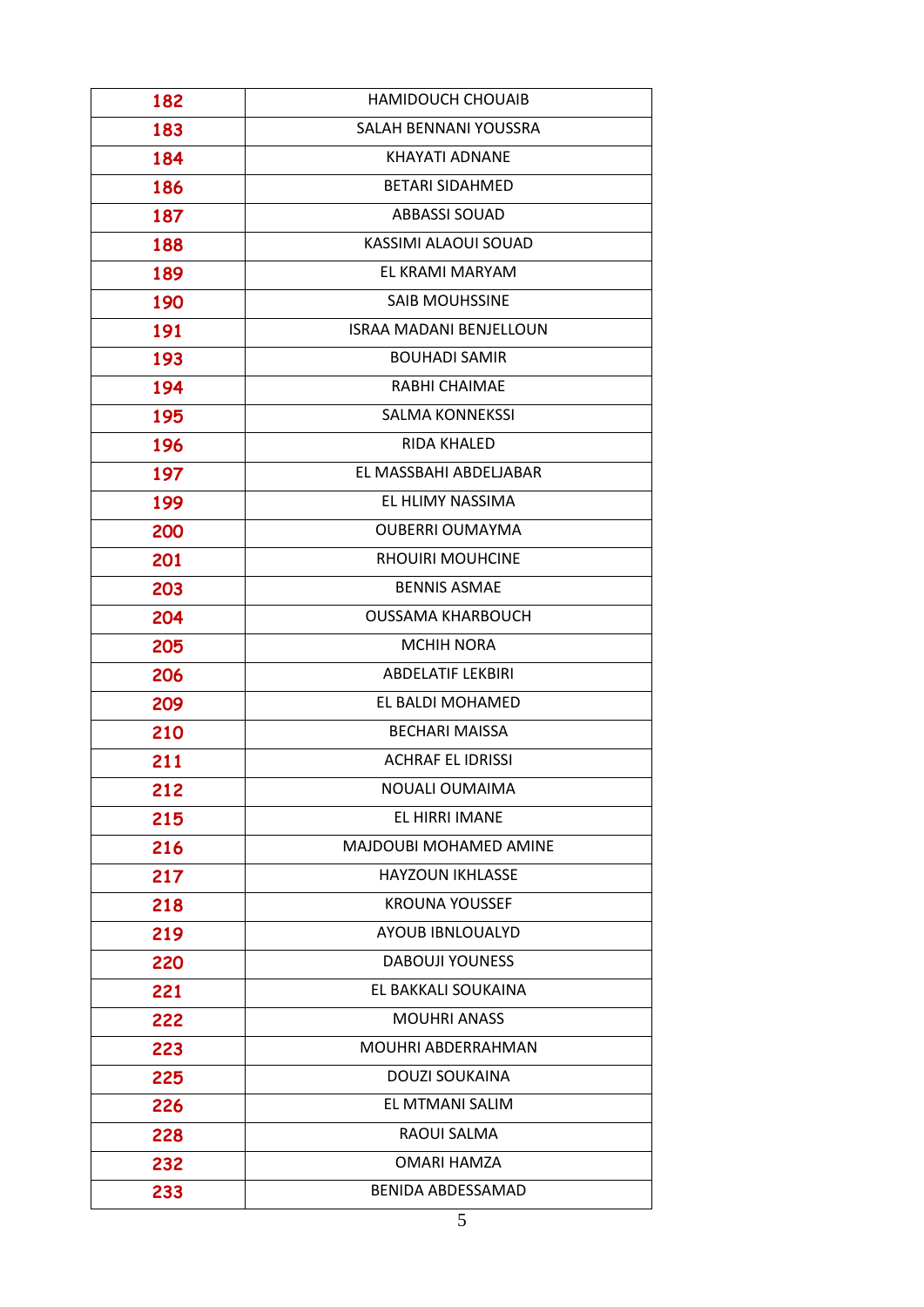| | |
|---|---|
| 182 | HAMIDOUCH CHOUAIB |
| 183 | SALAH BENNANI YOUSSRA |
| 184 | KHAYATI ADNANE |
| 186 | BETARI SIDAHMED |
| 187 | ABBASSI SOUAD |
| 188 | KASSIMI ALAOUI SOUAD |
| 189 | EL KRAMI MARYAM |
| 190 | SAIB MOUHSSINE |
| 191 | ISRAA MADANI BENJELLOUN |
| 193 | BOUHADI SAMIR |
| 194 | RABHI CHAIMAE |
| 195 | SALMA KONNEKSSI |
| 196 | RIDA KHALED |
| 197 | EL MASSBAHI ABDELJABAR |
| 199 | EL HLIMY NASSIMA |
| 200 | OUBERRI OUMAYMA |
| 201 | RHOUIRI MOUHCINE |
| 203 | BENNIS ASMAE |
| 204 | OUSSAMA KHARBOUCH |
| 205 | MCHIH NORA |
| 206 | ABDELATIF LEKBIRI |
| 209 | EL BALDI MOHAMED |
| 210 | BECHARI MAISSA |
| 211 | ACHRAF EL IDRISSI |
| 212 | NOUALI OUMAIMA |
| 215 | EL HIRRI IMANE |
| 216 | MAJDOUBI MOHAMED AMINE |
| 217 | HAYZOUN IKHLASSE |
| 218 | KROUNA YOUSSEF |
| 219 | AYOUB IBNLOUALYD |
| 220 | DABOUJI YOUNESS |
| 221 | EL BAKKALI SOUKAINA |
| 222 | MOUHRI ANASS |
| 223 | MOUHRI ABDERRAHMAN |
| 225 | DOUZI SOUKAINA |
| 226 | EL MTMANI SALIM |
| 228 | RAOUI SALMA |
| 232 | OMARI HAMZA |
| 233 | BENIDA ABDESSAMAD |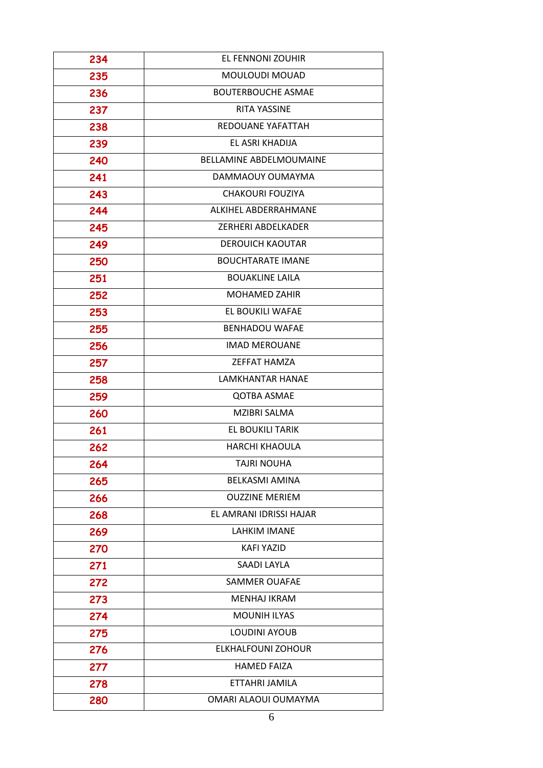| | |
|---|---|
| 234 | EL FENNONI ZOUHIR |
| 235 | MOULOUDI MOUAD |
| 236 | BOUTERBOUCHE ASMAE |
| 237 | RITA YASSINE |
| 238 | REDOUANE YAFATTAH |
| 239 | EL ASRI KHADIJA |
| 240 | BELLAMINE ABDELMOUMAINE |
| 241 | DAMMAOUY OUMAYMA |
| 243 | CHAKOURI FOUZIYA |
| 244 | ALKIHEL ABDERRAHMANE |
| 245 | ZERHERI ABDELKADER |
| 249 | DEROUICH KAOUTAR |
| 250 | BOUCHTARATE IMANE |
| 251 | BOUAKLINE LAILA |
| 252 | MOHAMED ZAHIR |
| 253 | EL BOUKILI WAFAE |
| 255 | BENHADOU WAFAE |
| 256 | IMAD MEROUANE |
| 257 | ZEFFAT HAMZA |
| 258 | LAMKHANTAR HANAE |
| 259 | QOTBA ASMAE |
| 260 | MZIBRI SALMA |
| 261 | EL BOUKILI TARIK |
| 262 | HARCHI KHAOULA |
| 264 | TAJRI NOUHA |
| 265 | BELKASMI AMINA |
| 266 | OUZZINE MERIEM |
| 268 | EL AMRANI IDRISSI HAJAR |
| 269 | LAHKIM IMANE |
| 270 | KAFI YAZID |
| 271 | SAADI LAYLA |
| 272 | SAMMER OUAFAE |
| 273 | MENHAJ IKRAM |
| 274 | MOUNIH ILYAS |
| 275 | LOUDINI AYOUB |
| 276 | ELKHALFOUNI ZOHOUR |
| 277 | HAMED FAIZA |
| 278 | ETTAHRI JAMILA |
| 280 | OMARI ALAOUI OUMAYMA |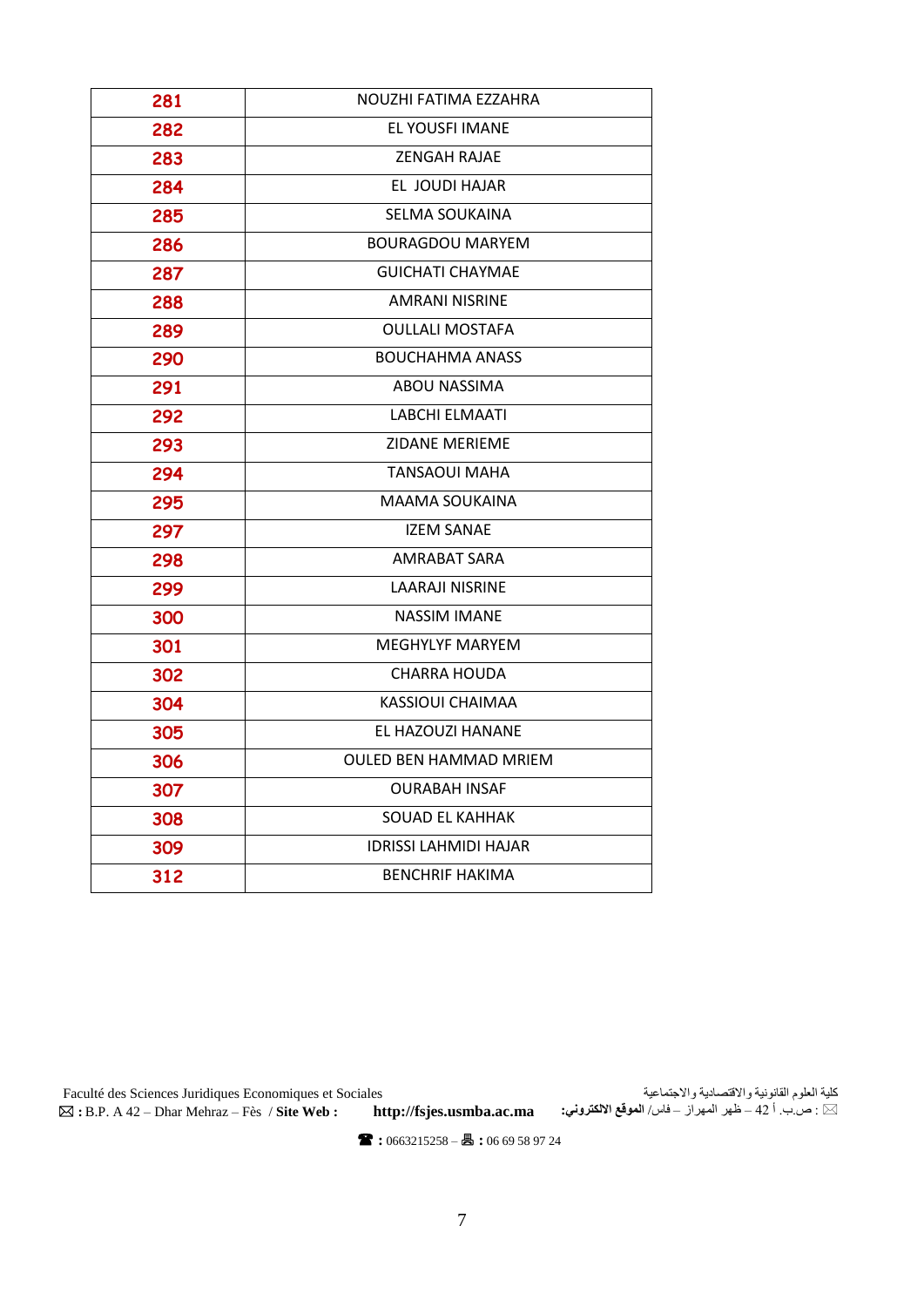| | |
|---|---|
| 281 | NOUZHI FATIMA EZZAHRA |
| 282 | EL YOUSFI IMANE |
| 283 | ZENGAH RAJAE |
| 284 | EL JOUDI HAJAR |
| 285 | SELMA SOUKAINA |
| 286 | BOURAGDOU MARYEM |
| 287 | GUICHATI CHAYMAE |
| 288 | AMRANI NISRINE |
| 289 | OULLALI MOSTAFA |
| 290 | BOUCHAHMA ANASS |
| 291 | ABOU NASSIMA |
| 292 | LABCHI ELMAATI |
| 293 | ZIDANE MERIEME |
| 294 | TANSAOUI MAHA |
| 295 | MAAMA SOUKAINA |
| 297 | IZEM SANAE |
| 298 | AMRABAT SARA |
| 299 | LAARAJI NISRINE |
| 300 | NASSIM IMANE |
| 301 | MEGHYLYF MARYEM |
| 302 | CHARRA HOUDA |
| 304 | KASSIOUI CHAIMAA |
| 305 | EL HAZOUZI HANANE |
| 306 | OULED BEN HAMMAD MRIEM |
| 307 | OURABAH INSAF |
| 308 | SOUAD EL KAHHAK |
| 309 | IDRISSI LAHMIDI HAJAR |
| 312 | BENCHRIF HAKIMA |